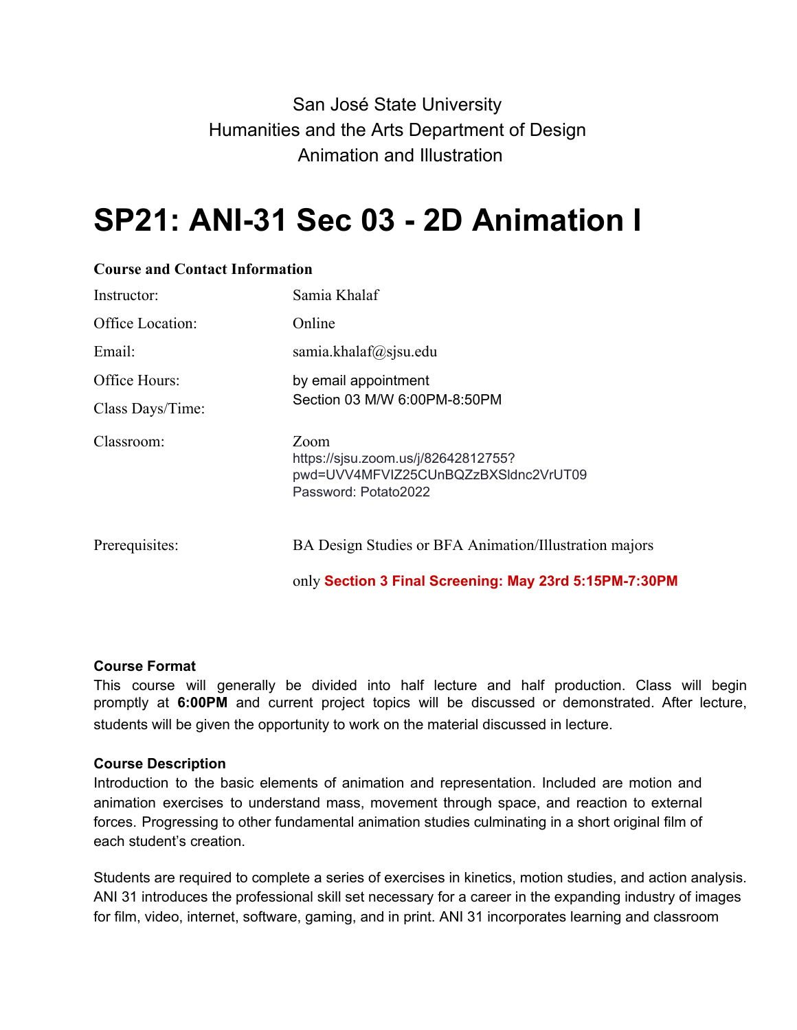San José State University
Humanities and the Arts Department of Design
Animation and Illustration

# SP21: ANI-31 Sec 03 - 2D Animation I

### Course and Contact Information

| | |
|---|---|
| Instructor: | Samia Khalaf |
| Office Location: | Online |
| Email: | samia.khalaf@sjsu.edu |
| Office Hours: | by email appointment |
| Class Days/Time: | Section 03 M/W 6:00PM-8:50PM |
| Classroom: | Zoom<br>https://sjsu.zoom.us/j/82642812755?pwd=UVV4MFVIZ25CUnBQZzBXSldnc2VrUT09<br>Password: Potato2022 |
| Prerequisites: | BA Design Studies or BFA Animation/Illustration majors only **Section 3 Final Screening: May 23rd 5:15PM-7:30PM** |

### Course Format

This course will generally be divided into half lecture and half production. Class will begin promptly at **6:00PM** and current project topics will be discussed or demonstrated. After lecture, students will be given the opportunity to work on the material discussed in lecture.

### Course Description

Introduction to the basic elements of animation and representation. Included are motion and animation exercises to understand mass, movement through space, and reaction to external forces. Progressing to other fundamental animation studies culminating in a short original film of each student's creation.

Students are required to complete a series of exercises in kinetics, motion studies, and action analysis. ANI 31 introduces the professional skill set necessary for a career in the expanding industry of images for film, video, internet, software, gaming, and in print. ANI 31 incorporates learning and classroom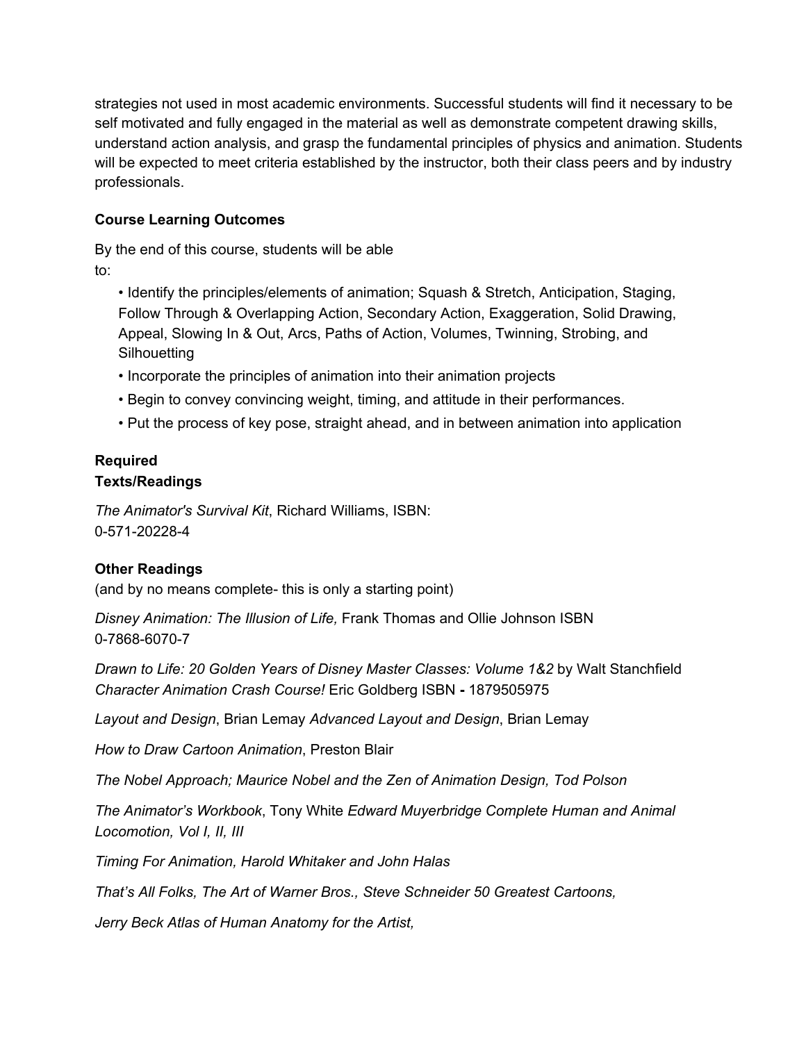strategies not used in most academic environments. Successful students will find it necessary to be self motivated and fully engaged in the material as well as demonstrate competent drawing skills, understand action analysis, and grasp the fundamental principles of physics and animation. Students will be expected to meet criteria established by the instructor, both their class peers and by industry professionals.

**Course Learning Outcomes**

By the end of this course, students will be able to:

- Identify the principles/elements of animation; Squash & Stretch, Anticipation, Staging, Follow Through & Overlapping Action, Secondary Action, Exaggeration, Solid Drawing, Appeal, Slowing In & Out, Arcs, Paths of Action, Volumes, Twinning, Strobing, and Silhouetting
- Incorporate the principles of animation into their animation projects
- Begin to convey convincing weight, timing, and attitude in their performances.
- Put the process of key pose, straight ahead, and in between animation into application

**Required Texts/Readings**

*The Animator's Survival Kit*, Richard Williams, ISBN: 0-571-20228-4

**Other Readings**

(and by no means complete- this is only a starting point)

*Disney Animation: The Illusion of Life,* Frank Thomas and Ollie Johnson ISBN 0-7868-6070-7

*Drawn to Life: 20 Golden Years of Disney Master Classes: Volume 1&2* by Walt Stanchfield *Character Animation Crash Course!* Eric Goldberg ISBN **-** 1879505975

*Layout and Design*, Brian Lemay *Advanced Layout and Design*, Brian Lemay

*How to Draw Cartoon Animation*, Preston Blair

*The Nobel Approach; Maurice Nobel and the Zen of Animation Design, Tod Polson*

*The Animator's Workbook*, Tony White *Edward Muyerbridge Complete Human and Animal Locomotion, Vol I, II, III*

*Timing For Animation, Harold Whitaker and John Halas*

*That's All Folks, The Art of Warner Bros., Steve Schneider 50 Greatest Cartoons,*

*Jerry Beck Atlas of Human Anatomy for the Artist,*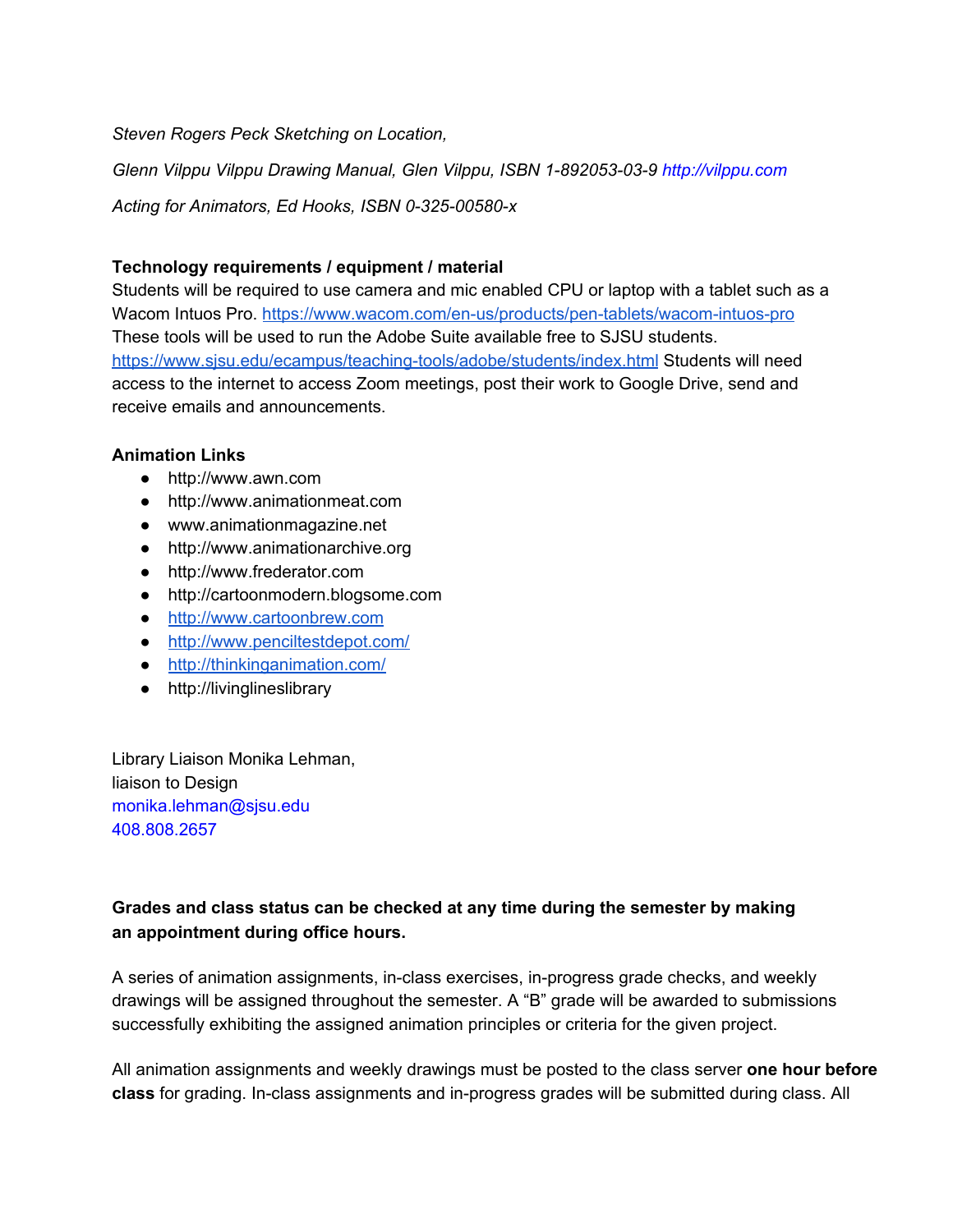*Steven Rogers Peck Sketching on Location,*

*Glenn Vilppu Vilppu Drawing Manual, Glen Vilppu, ISBN 1-892053-03-9 http://vilppu.com*

*Acting for Animators, Ed Hooks, ISBN 0-325-00580-x*

**Technology requirements / equipment / material**
Students will be required to use camera and mic enabled CPU or laptop with a tablet such as a Wacom Intuos Pro. https://www.wacom.com/en-us/products/pen-tablets/wacom-intuos-pro These tools will be used to run the Adobe Suite available free to SJSU students. https://www.sjsu.edu/ecampus/teaching-tools/adobe/students/index.html Students will need access to the internet to access Zoom meetings, post their work to Google Drive, send and receive emails and announcements.

**Animation Links**

- http://www.awn.com
- http://www.animationmeat.com
- www.animationmagazine.net
- http://www.animationarchive.org
- http://www.frederator.com
- http://cartoonmodern.blogsome.com
- http://www.cartoonbrew.com
- http://www.penciltestdepot.com/
- http://thinkinganimation.com/
- http://livinglineslibrary

Library Liaison Monika Lehman,
liaison to Design
monika.lehman@sjsu.edu
408.808.2657

**Grades and class status can be checked at any time during the semester by making an appointment during office hours.**

A series of animation assignments, in-class exercises, in-progress grade checks, and weekly drawings will be assigned throughout the semester. A "B" grade will be awarded to submissions successfully exhibiting the assigned animation principles or criteria for the given project.

All animation assignments and weekly drawings must be posted to the class server **one hour before class** for grading. In-class assignments and in-progress grades will be submitted during class. All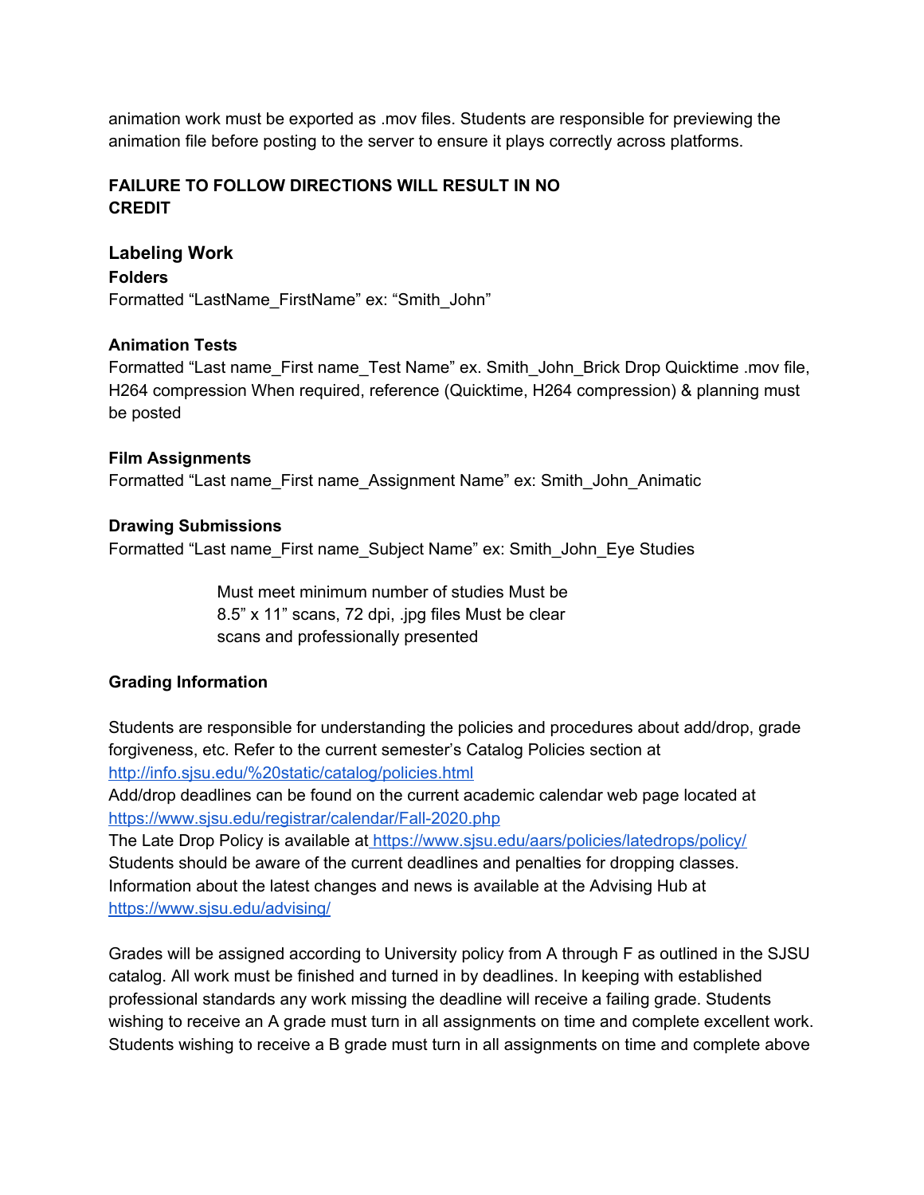animation work must be exported as .mov files. Students are responsible for previewing the animation file before posting to the server to ensure it plays correctly across platforms.

**FAILURE TO FOLLOW DIRECTIONS WILL RESULT IN NO CREDIT**

### Labeling Work

**Folders**

Formatted "LastName_FirstName" ex: "Smith_John"

**Animation Tests**

Formatted "Last name_First name_Test Name" ex. Smith_John_Brick Drop Quicktime .mov file, H264 compression When required, reference (Quicktime, H264 compression) & planning must be posted

**Film Assignments**

Formatted "Last name_First name_Assignment Name" ex: Smith_John_Animatic

**Drawing Submissions**

Formatted "Last name_First name_Subject Name" ex: Smith_John_Eye Studies

Must meet minimum number of studies Must be 8.5" x 11" scans, 72 dpi, .jpg files Must be clear scans and professionally presented

**Grading Information**

Students are responsible for understanding the policies and procedures about add/drop, grade forgiveness, etc. Refer to the current semester's Catalog Policies section at http://info.sjsu.edu/%20static/catalog/policies.html
Add/drop deadlines can be found on the current academic calendar web page located at https://www.sjsu.edu/registrar/calendar/Fall-2020.php
The Late Drop Policy is available at https://www.sjsu.edu/aars/policies/latedrops/policy/
Students should be aware of the current deadlines and penalties for dropping classes. Information about the latest changes and news is available at the Advising Hub at https://www.sjsu.edu/advising/

Grades will be assigned according to University policy from A through F as outlined in the SJSU catalog. All work must be finished and turned in by deadlines. In keeping with established professional standards any work missing the deadline will receive a failing grade. Students wishing to receive an A grade must turn in all assignments on time and complete excellent work. Students wishing to receive a B grade must turn in all assignments on time and complete above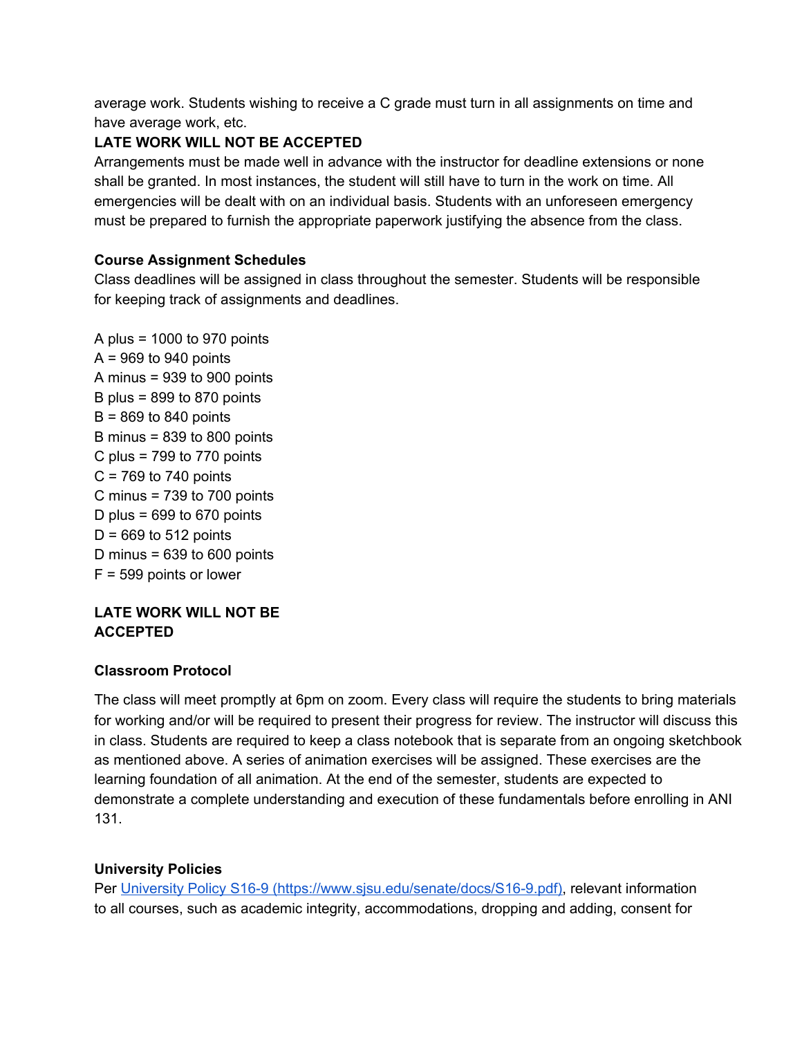average work. Students wishing to receive a C grade must turn in all assignments on time and have average work, etc.

**LATE WORK WILL NOT BE ACCEPTED**

Arrangements must be made well in advance with the instructor for deadline extensions or none shall be granted. In most instances, the student will still have to turn in the work on time. All emergencies will be dealt with on an individual basis. Students with an unforeseen emergency must be prepared to furnish the appropriate paperwork justifying the absence from the class.

**Course Assignment Schedules**

Class deadlines will be assigned in class throughout the semester. Students will be responsible for keeping track of assignments and deadlines.

A plus = 1000 to 970 points
A = 969 to 940 points
A minus = 939 to 900 points
B plus = 899 to 870 points
B = 869 to 840 points
B minus = 839 to 800 points
C plus = 799 to 770 points
C = 769 to 740 points
C minus = 739 to 700 points
D plus = 699 to 670 points
D = 669 to 512 points
D minus = 639 to 600 points
F = 599 points or lower

**LATE WORK WILL NOT BE ACCEPTED**

**Classroom Protocol**

The class will meet promptly at 6pm on zoom. Every class will require the students to bring materials for working and/or will be required to present their progress for review. The instructor will discuss this in class. Students are required to keep a class notebook that is separate from an ongoing sketchbook as mentioned above. A series of animation exercises will be assigned. These exercises are the learning foundation of all animation. At the end of the semester, students are expected to demonstrate a complete understanding and execution of these fundamentals before enrolling in ANI 131.

**University Policies**

Per [University Policy S16-9 (https://www.sjsu.edu/senate/docs/S16-9.pdf)](https://www.sjsu.edu/senate/docs/S16-9.pdf), relevant information to all courses, such as academic integrity, accommodations, dropping and adding, consent for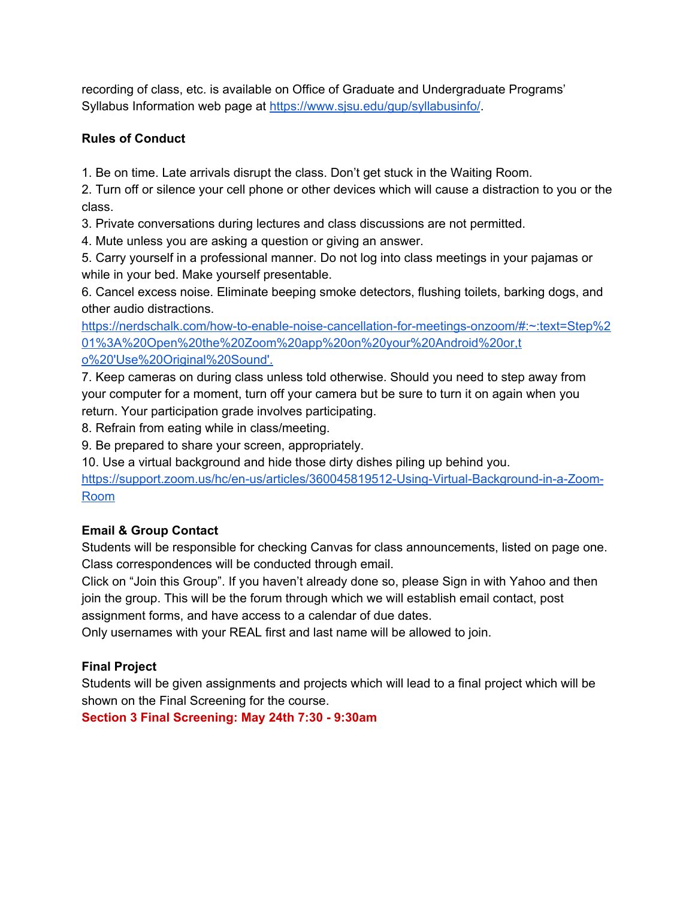recording of class, etc. is available on Office of Graduate and Undergraduate Programs' Syllabus Information web page at [https://www.sjsu.edu/gup/syllabusinfo/](https://www.sjsu.edu/gup/syllabusinfo/).

**Rules of Conduct**

1. Be on time. Late arrivals disrupt the class. Don't get stuck in the Waiting Room.
2. Turn off or silence your cell phone or other devices which will cause a distraction to you or the class.
3. Private conversations during lectures and class discussions are not permitted.
4. Mute unless you are asking a question or giving an answer.
5. Carry yourself in a professional manner. Do not log into class meetings in your pajamas or while in your bed. Make yourself presentable.
6. Cancel excess noise. Eliminate beeping smoke detectors, flushing toilets, barking dogs, and other audio distractions. https://nerdschalk.com/how-to-enable-noise-cancellation-for-meetings-onzoom/#:~:text=Step%201%3A%20Open%20the%20Zoom%20app%20on%20your%20Android%20or,to%20'Use%20Original%20Sound'.
7. Keep cameras on during class unless told otherwise. Should you need to step away from your computer for a moment, turn off your camera but be sure to turn it on again when you return. Your participation grade involves participating.
8. Refrain from eating while in class/meeting.
9. Be prepared to share your screen, appropriately.
10. Use a virtual background and hide those dirty dishes piling up behind you. https://support.zoom.us/hc/en-us/articles/360045819512-Using-Virtual-Background-in-a-Zoom-Room

**Email & Group Contact**

Students will be responsible for checking Canvas for class announcements, listed on page one. Class correspondences will be conducted through email.

Click on "Join this Group". If you haven't already done so, please Sign in with Yahoo and then join the group. This will be the forum through which we will establish email contact, post assignment forms, and have access to a calendar of due dates.

Only usernames with your REAL first and last name will be allowed to join.

**Final Project**

Students will be given assignments and projects which will lead to a final project which will be shown on the Final Screening for the course.

**Section 3 Final Screening: May 24th 7:30 - 9:30am**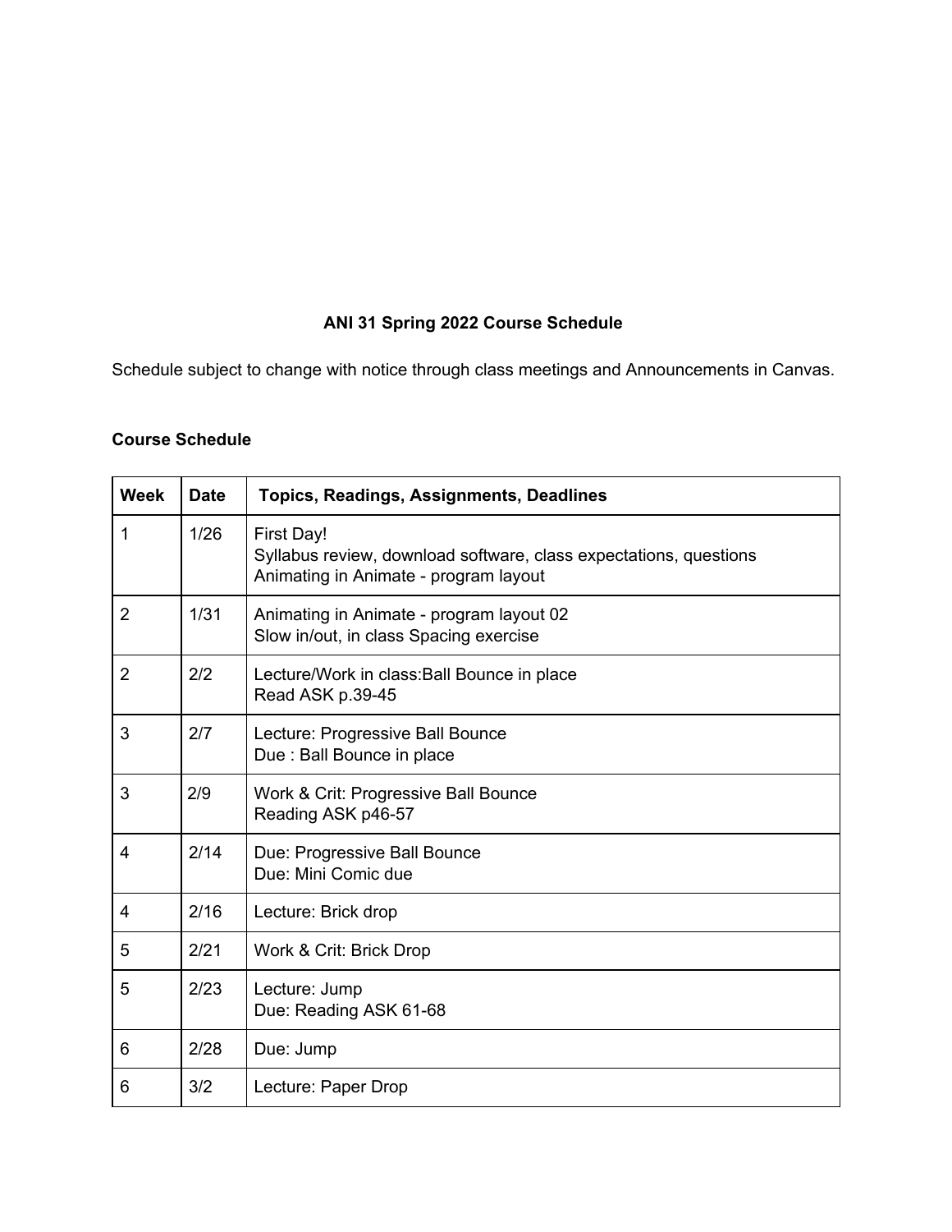**ANI 31 Spring 2022 Course Schedule**

Schedule subject to change with notice through class meetings and Announcements in Canvas.

**Course Schedule**

| Week | Date | Topics, Readings, Assignments, Deadlines |
|---|---|---|
| 1 | 1/26 | First Day!<br>Syllabus review, download software, class expectations, questions<br>Animating in Animate - program layout |
| 2 | 1/31 | Animating in Animate - program layout 02<br>Slow in/out, in class Spacing exercise |
| 2 | 2/2 | Lecture/Work in class:Ball Bounce in place<br>Read ASK p.39-45 |
| 3 | 2/7 | Lecture: Progressive Ball Bounce<br>Due : Ball Bounce in place |
| 3 | 2/9 | Work & Crit: Progressive Ball Bounce<br>Reading ASK p46-57 |
| 4 | 2/14 | Due: Progressive Ball Bounce<br>Due: Mini Comic due |
| 4 | 2/16 | Lecture: Brick drop |
| 5 | 2/21 | Work & Crit: Brick Drop |
| 5 | 2/23 | Lecture: Jump<br>Due: Reading ASK 61-68 |
| 6 | 2/28 | Due: Jump |
| 6 | 3/2 | Lecture: Paper Drop |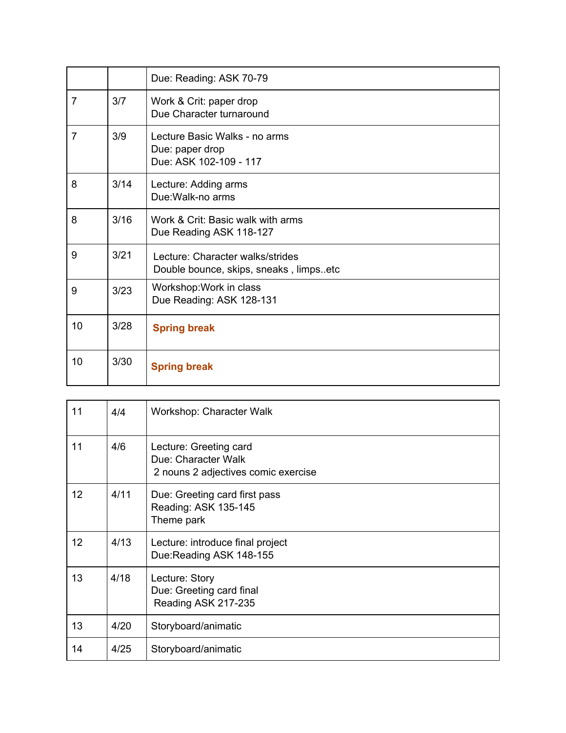|  |  |  |
|---|---|---|
|  |  | Due: Reading: ASK 70-79 |
| 7 | 3/7 | Work & Crit: paper drop<br>Due Character turnaround |
| 7 | 3/9 | Lecture Basic Walks - no arms<br>Due: paper drop<br>Due: ASK 102-109 - 117 |
| 8 | 3/14 | Lecture: Adding arms<br>Due:Walk-no arms |
| 8 | 3/16 | Work & Crit: Basic walk with arms<br>Due Reading ASK 118-127 |
| 9 | 3/21 | Lecture: Character walks/strides<br>Double bounce, skips, sneaks , limps..etc |
| 9 | 3/23 | Workshop:Work in class<br>Due Reading: ASK 128-131 |
| 10 | 3/28 | **Spring break** |
| 10 | 3/30 | **Spring break** |

|  |  |  |
|---|---|---|
| 11 | 4/4 | Workshop: Character Walk |
| 11 | 4/6 | Lecture: Greeting card<br>Due: Character Walk<br>2 nouns 2 adjectives comic exercise |
| 12 | 4/11 | Due: Greeting card first pass<br>Reading: ASK 135-145<br>Theme park |
| 12 | 4/13 | Lecture: introduce final project<br>Due:Reading ASK 148-155 |
| 13 | 4/18 | Lecture: Story<br>Due: Greeting card final<br>Reading ASK 217-235 |
| 13 | 4/20 | Storyboard/animatic |
| 14 | 4/25 | Storyboard/animatic |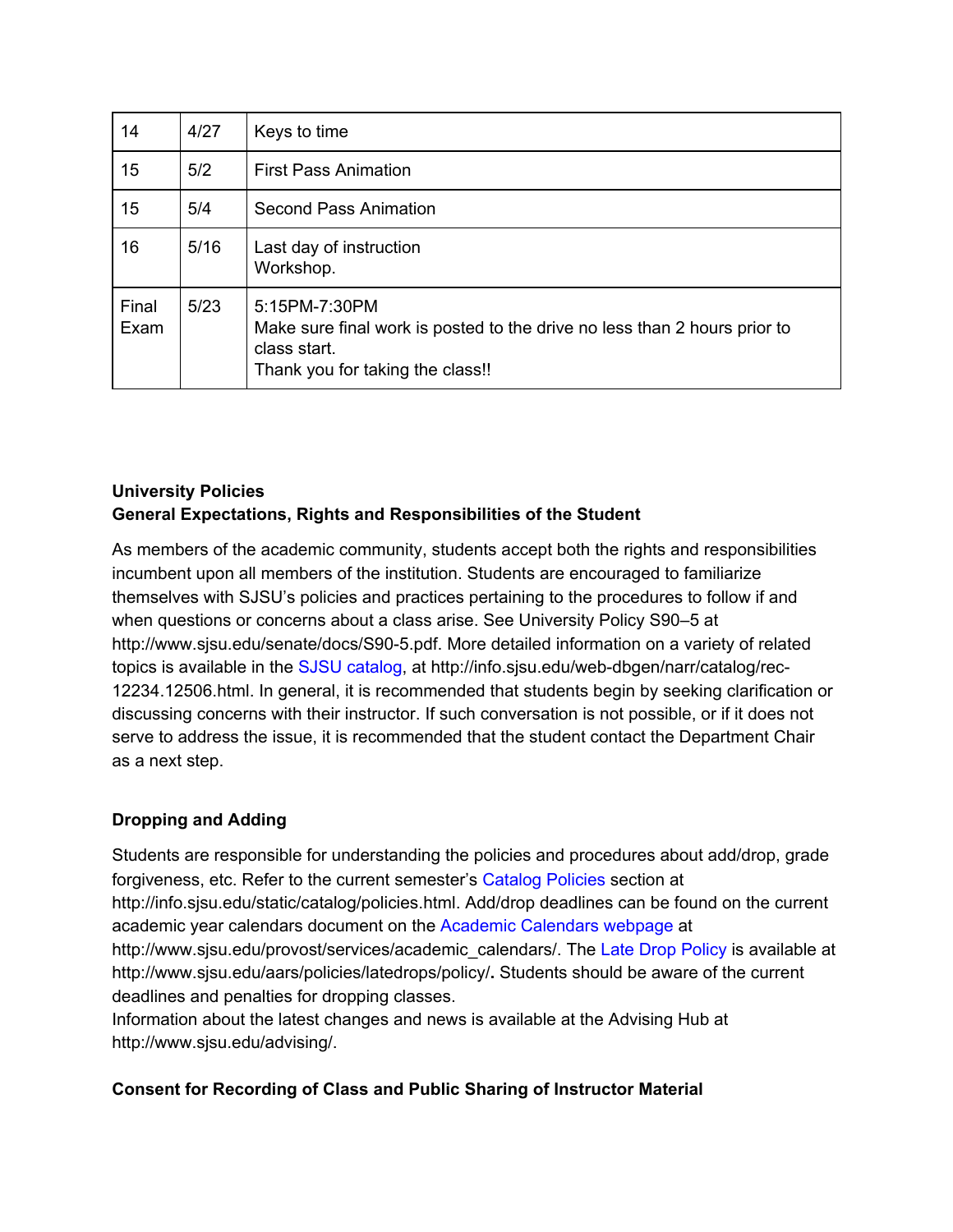| 14 | 4/27 | Keys to time |
|---|---|---|
| 15 | 5/2 | First Pass Animation |
| 15 | 5/4 | Second Pass Animation |
| 16 | 5/16 | Last day of instruction<br>Workshop. |
| Final Exam | 5/23 | 5:15PM-7:30PM<br>Make sure final work is posted to the drive no less than 2 hours prior to class start.<br>Thank you for taking the class!! |

**University Policies**
**General Expectations, Rights and Responsibilities of the Student**

As members of the academic community, students accept both the rights and responsibilities incumbent upon all members of the institution. Students are encouraged to familiarize themselves with SJSU's policies and practices pertaining to the procedures to follow if and when questions or concerns about a class arise. See University Policy S90–5 at http://www.sjsu.edu/senate/docs/S90-5.pdf. More detailed information on a variety of related topics is available in the SJSU catalog, at http://info.sjsu.edu/web-dbgen/narr/catalog/rec-12234.12506.html. In general, it is recommended that students begin by seeking clarification or discussing concerns with their instructor. If such conversation is not possible, or if it does not serve to address the issue, it is recommended that the student contact the Department Chair as a next step.

**Dropping and Adding**

Students are responsible for understanding the policies and procedures about add/drop, grade forgiveness, etc. Refer to the current semester's Catalog Policies section at http://info.sjsu.edu/static/catalog/policies.html. Add/drop deadlines can be found on the current academic year calendars document on the Academic Calendars webpage at http://www.sjsu.edu/provost/services/academic_calendars/. The Late Drop Policy is available at http://www.sjsu.edu/aars/policies/latedrops/policy/**.** Students should be aware of the current deadlines and penalties for dropping classes.
Information about the latest changes and news is available at the Advising Hub at http://www.sjsu.edu/advising/.

**Consent for Recording of Class and Public Sharing of Instructor Material**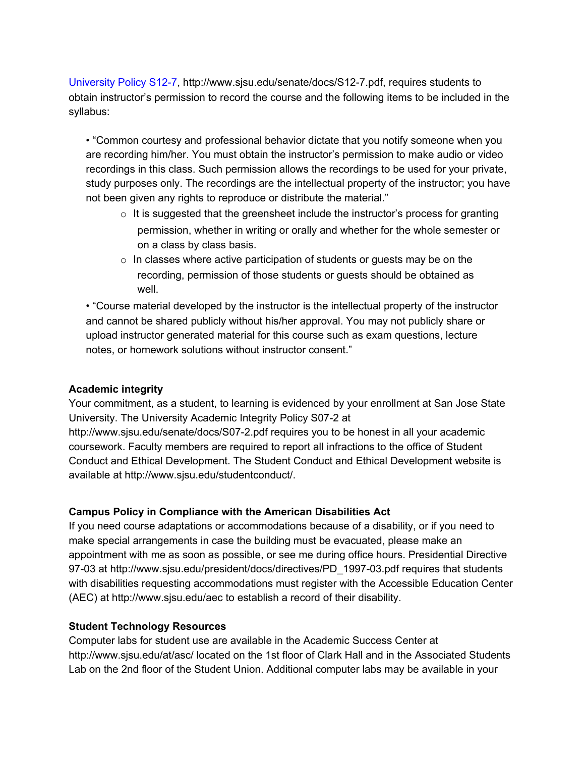[University Policy S12-7](http://www.sjsu.edu/senate/docs/S12-7.pdf), http://www.sjsu.edu/senate/docs/S12-7.pdf, requires students to obtain instructor's permission to record the course and the following items to be included in the syllabus:

- "Common courtesy and professional behavior dictate that you notify someone when you are recording him/her. You must obtain the instructor's permission to make audio or video recordings in this class. Such permission allows the recordings to be used for your private, study purposes only. The recordings are the intellectual property of the instructor; you have not been given any rights to reproduce or distribute the material."
    - It is suggested that the greensheet include the instructor's process for granting permission, whether in writing or orally and whether for the whole semester or on a class by class basis.
    - In classes where active participation of students or guests may be on the recording, permission of those students or guests should be obtained as well.
- "Course material developed by the instructor is the intellectual property of the instructor and cannot be shared publicly without his/her approval. You may not publicly share or upload instructor generated material for this course such as exam questions, lecture notes, or homework solutions without instructor consent."

**Academic integrity**

Your commitment, as a student, to learning is evidenced by your enrollment at San Jose State University. The University Academic Integrity Policy S07-2 at http://www.sjsu.edu/senate/docs/S07-2.pdf requires you to be honest in all your academic coursework. Faculty members are required to report all infractions to the office of Student Conduct and Ethical Development. The Student Conduct and Ethical Development website is available at http://www.sjsu.edu/studentconduct/.

**Campus Policy in Compliance with the American Disabilities Act**

If you need course adaptations or accommodations because of a disability, or if you need to make special arrangements in case the building must be evacuated, please make an appointment with me as soon as possible, or see me during office hours. Presidential Directive 97-03 at http://www.sjsu.edu/president/docs/directives/PD_1997-03.pdf requires that students with disabilities requesting accommodations must register with the Accessible Education Center (AEC) at http://www.sjsu.edu/aec to establish a record of their disability.

**Student Technology Resources**

Computer labs for student use are available in the Academic Success Center at http://www.sjsu.edu/at/asc/ located on the 1st floor of Clark Hall and in the Associated Students Lab on the 2nd floor of the Student Union. Additional computer labs may be available in your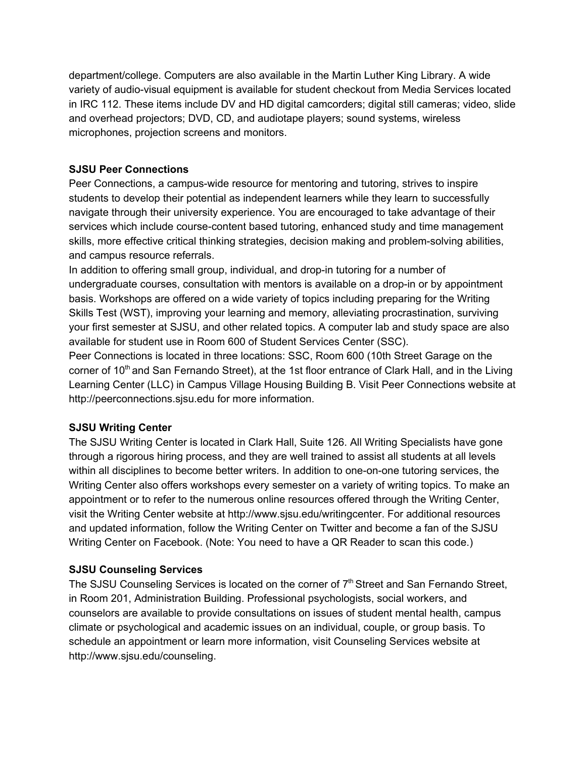department/college. Computers are also available in the Martin Luther King Library. A wide variety of audio-visual equipment is available for student checkout from Media Services located in IRC 112. These items include DV and HD digital camcorders; digital still cameras; video, slide and overhead projectors; DVD, CD, and audiotape players; sound systems, wireless microphones, projection screens and monitors.

**SJSU Peer Connections**

Peer Connections, a campus-wide resource for mentoring and tutoring, strives to inspire students to develop their potential as independent learners while they learn to successfully navigate through their university experience. You are encouraged to take advantage of their services which include course-content based tutoring, enhanced study and time management skills, more effective critical thinking strategies, decision making and problem-solving abilities, and campus resource referrals.

In addition to offering small group, individual, and drop-in tutoring for a number of undergraduate courses, consultation with mentors is available on a drop-in or by appointment basis. Workshops are offered on a wide variety of topics including preparing for the Writing Skills Test (WST), improving your learning and memory, alleviating procrastination, surviving your first semester at SJSU, and other related topics. A computer lab and study space are also available for student use in Room 600 of Student Services Center (SSC).

Peer Connections is located in three locations: SSC, Room 600 (10th Street Garage on the corner of 10th and San Fernando Street), at the 1st floor entrance of Clark Hall, and in the Living Learning Center (LLC) in Campus Village Housing Building B. Visit Peer Connections website at http://peerconnections.sjsu.edu for more information.

**SJSU Writing Center**

The SJSU Writing Center is located in Clark Hall, Suite 126. All Writing Specialists have gone through a rigorous hiring process, and they are well trained to assist all students at all levels within all disciplines to become better writers. In addition to one-on-one tutoring services, the Writing Center also offers workshops every semester on a variety of writing topics. To make an appointment or to refer to the numerous online resources offered through the Writing Center, visit the Writing Center website at http://www.sjsu.edu/writingcenter. For additional resources and updated information, follow the Writing Center on Twitter and become a fan of the SJSU Writing Center on Facebook. (Note: You need to have a QR Reader to scan this code.)

**SJSU Counseling Services**

The SJSU Counseling Services is located on the corner of 7th Street and San Fernando Street, in Room 201, Administration Building. Professional psychologists, social workers, and counselors are available to provide consultations on issues of student mental health, campus climate or psychological and academic issues on an individual, couple, or group basis. To schedule an appointment or learn more information, visit Counseling Services website at http://www.sjsu.edu/counseling.